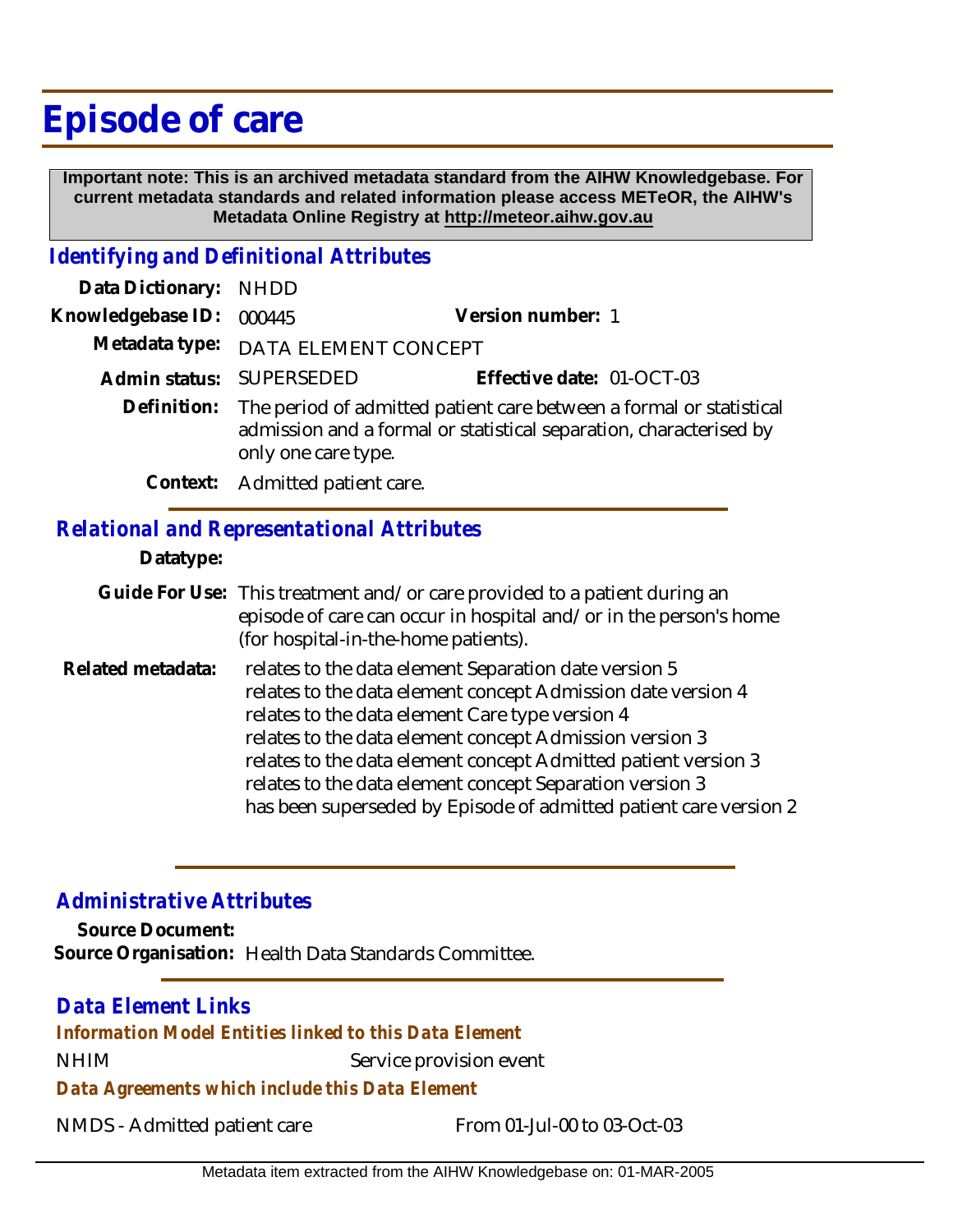# Episode of care

**Important note: This is an archived metadata standard from the AIHW Knowledgebase. For current metadata standards and related information please access METeOR, the AIHW's Metadata Online Registry at http://meteor.aihw.gov.au**

## *Identifying and Definitional Attributes*

**Data Dictionary:** NHDD

**Knowledgebase ID:** 000445 **Version number:** 1

**Metadata type:** DATA ELEMENT CONCEPT

**Admin status:** SUPERSEDED **Effective date:** 01-OCT-03

**Definition:** The period of admitted patient care between a formal or statistical admission and a formal or statistical separation, characterised by only one care type.

**Context:** Admitted patient care.

## *Relational and Representational Attributes*

**Datatype:**

**Guide For Use:** This treatment and/or care provided to a patient during an episode of care can occur in hospital and/or in the person's home (for hospital-in-the-home patients).

**Related metadata:**
relates to the data element Separation date version 5
relates to the data element concept Admission date version 4
relates to the data element Care type version 4
relates to the data element concept Admission version 3
relates to the data element concept Admitted patient version 3
relates to the data element concept Separation version 3
has been superseded by Episode of admitted patient care version 2

## *Administrative Attributes*

**Source Document:**

**Source Organisation:** Health Data Standards Committee.

## *Data Element Links*

### *Information Model Entities linked to this Data Element*

NHIM Service provision event

### *Data Agreements which include this Data Element*

NMDS - Admitted patient care From 01-Jul-00 to 03-Oct-03

Metadata item extracted from the AIHW Knowledgebase on: 01-MAR-2005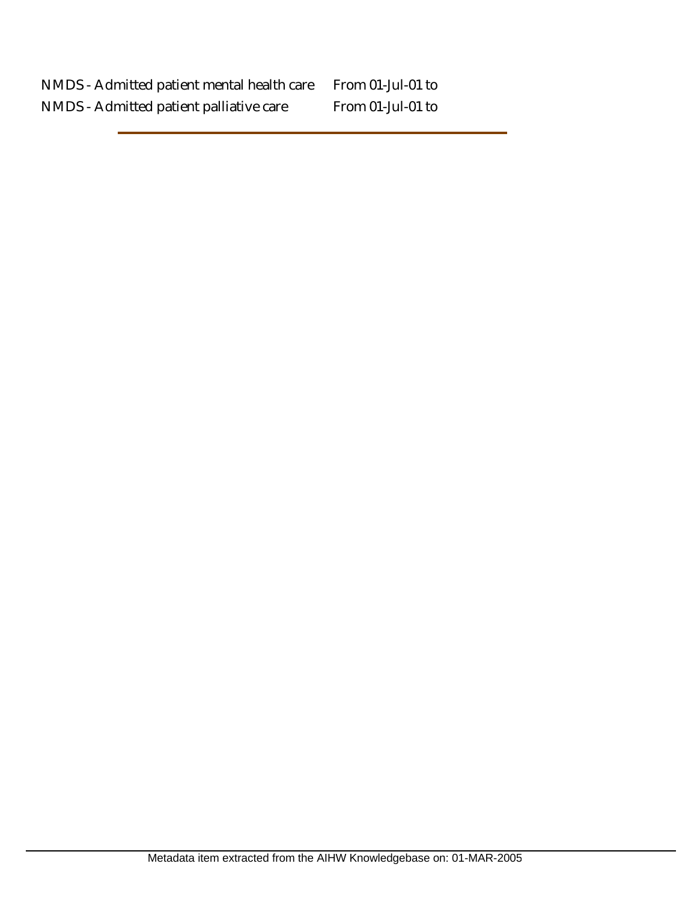| | |
|---|---|
| NMDS - Admitted patient mental health care | From 01-Jul-01 to |
| NMDS - Admitted patient palliative care | From 01-Jul-01 to |

Metadata item extracted from the AIHW Knowledgebase on: 01-MAR-2005